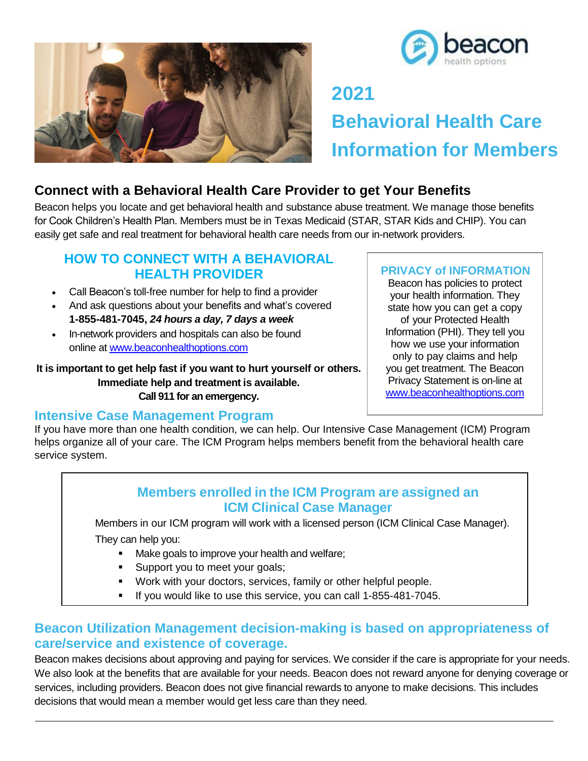beacon
health options

# 2021 Behavioral Health Care Information for Members

## Connect with a Behavioral Health Care Provider to get Your Benefits

Beacon helps you locate and get behavioral health and substance abuse treatment. We manage those benefits for Cook Children's Health Plan. Members must be in Texas Medicaid (STAR, STAR Kids and CHIP). You can easily get safe and real treatment for behavioral health care needs from our in-network providers.

### HOW TO CONNECT WITH A BEHAVIORAL HEALTH PROVIDER

- Call Beacon's toll-free number for help to find a provider
- And ask questions about your benefits and what's covered **1-855-481-7045,** ***24 hours a day, 7 days a week***
- In-network providers and hospitals can also be found online at www.beaconhealthoptions.com

**It is important to get help fast if you want to hurt yourself or others. Immediate help and treatment is available. Call 911 for an emergency.**

### PRIVACY of INFORMATION

Beacon has policies to protect your health information. They state how you can get a copy of your Protected Health Information (PHI). They tell you how we use your information only to pay claims and help you get treatment. The Beacon Privacy Statement is on-line at www.beaconhealthoptions.com

## Intensive Case Management Program

If you have more than one health condition, we can help. Our Intensive Case Management (ICM) Program helps organize all of your care. The ICM Program helps members benefit from the behavioral health care service system.

### Members enrolled in the ICM Program are assigned an ICM Clinical Case Manager

Members in our ICM program will work with a licensed person (ICM Clinical Case Manager). They can help you:

- Make goals to improve your health and welfare;
- Support you to meet your goals;
- Work with your doctors, services, family or other helpful people.
- If you would like to use this service, you can call 1-855-481-7045.

## Beacon Utilization Management decision-making is based on appropriateness of care/service and existence of coverage.

Beacon makes decisions about approving and paying for services. We consider if the care is appropriate for your needs. We also look at the benefits that are available for your needs. Beacon does not reward anyone for denying coverage or services, including providers. Beacon does not give financial rewards to anyone to make decisions. This includes decisions that would mean a member would get less care than they need.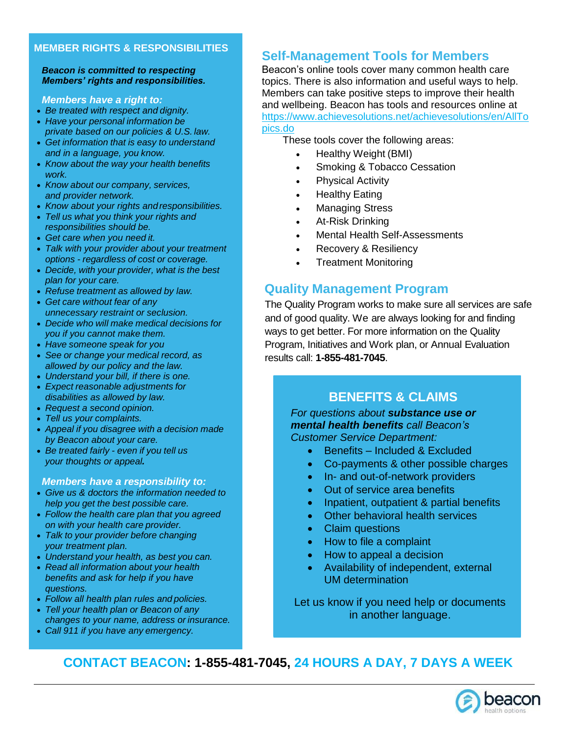## MEMBER RIGHTS & RESPONSIBILITIES

***Beacon is committed to respecting Members' rights and responsibilities.***

### *Members have a right to:*

- *Be treated with respect and dignity.*
- *Have your personal information be private based on our policies & U.S. law.*
- *Get information that is easy to understand and in a language, you know.*
- *Know about the way your health benefits work.*
- *Know about our company, services, and provider network.*
- *Know about your rights and responsibilities.*
- *Tell us what you think your rights and responsibilities should be.*
- *Get care when you need it.*
- *Talk with your provider about your treatment options - regardless of cost or coverage.*
- *Decide, with your provider, what is the best plan for your care.*
- *Refuse treatment as allowed by law.*
- *Get care without fear of any unnecessary restraint or seclusion.*
- *Decide who will make medical decisions for you if you cannot make them.*
- *Have someone speak for you*
- *See or change your medical record, as allowed by our policy and the law.*
- *Understand your bill, if there is one.*
- *Expect reasonable adjustments for disabilities as allowed by law.*
- *Request a second opinion.*
- *Tell us your complaints.*
- *Appeal if you disagree with a decision made by Beacon about your care.*
- *Be treated fairly - even if you tell us your thoughts or appeal.*

### *Members have a responsibility to:*

- *Give us & doctors the information needed to help you get the best possible care.*
- *Follow the health care plan that you agreed on with your health care provider.*
- *Talk to your provider before changing your treatment plan.*
- *Understand your health, as best you can.*
- *Read all information about your health benefits and ask for help if you have questions.*
- *Follow all health plan rules and policies.*
- *Tell your health plan or Beacon of any changes to your name, address or insurance.*
- *Call 911 if you have any emergency.*

## Self-Management Tools for Members

Beacon's online tools cover many common health care topics. There is also information and useful ways to help. Members can take positive steps to improve their health and wellbeing. Beacon has tools and resources online at https://www.achievesolutions.net/achievesolutions/en/AllTopics.do

These tools cover the following areas:

- Healthy Weight (BMI)
- Smoking & Tobacco Cessation
- Physical Activity
- Healthy Eating
- Managing Stress
- At-Risk Drinking
- Mental Health Self-Assessments
- Recovery & Resiliency
- Treatment Monitoring

## Quality Management Program

The Quality Program works to make sure all services are safe and of good quality. We are always looking for and finding ways to get better. For more information on the Quality Program, Initiatives and Work plan, or Annual Evaluation results call: **1-855-481-7045**.

## BENEFITS & CLAIMS

*For questions about **substance use or mental health benefits** call Beacon's Customer Service Department:*

- Benefits – Included & Excluded
- Co-payments & other possible charges
- In- and out-of-network providers
- Out of service area benefits
- Inpatient, outpatient & partial benefits
- Other behavioral health services
- Claim questions
- How to file a complaint
- How to appeal a decision
- Availability of independent, external UM determination

Let us know if you need help or documents in another language.

**CONTACT BEACON: 1-855-481-7045, 24 HOURS A DAY, 7 DAYS A WEEK**

beacon health options